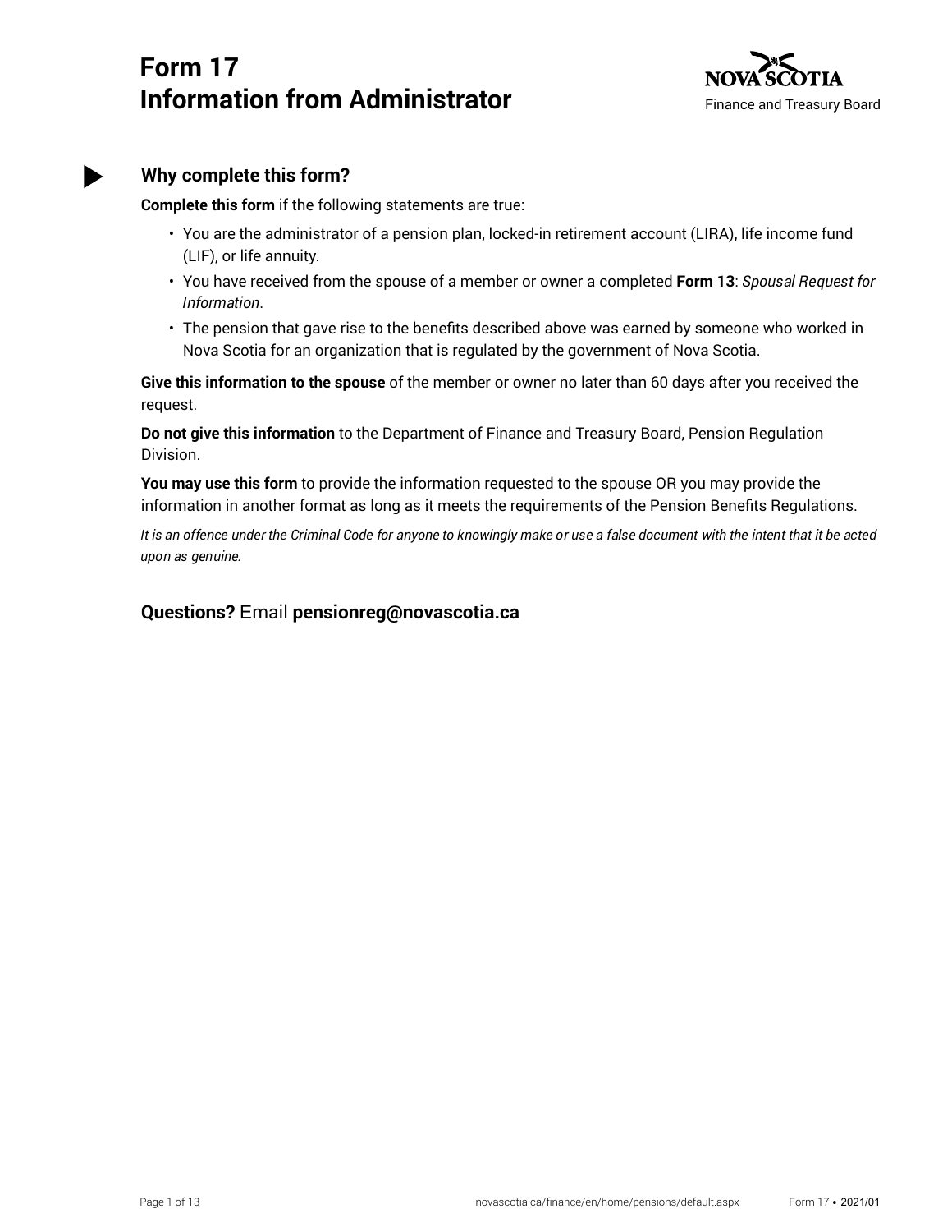# Form 17
# Information from Administrator

NOVA SCOTIA
Finance and Treasury Board

## Why complete this form?

**Complete this form** if the following statements are true:

- You are the administrator of a pension plan, locked-in retirement account (LIRA), life income fund (LIF), or life annuity.
- You have received from the spouse of a member or owner a completed **Form 13**: *Spousal Request for Information*.
- The pension that gave rise to the benefits described above was earned by someone who worked in Nova Scotia for an organization that is regulated by the government of Nova Scotia.

**Give this information to the spouse** of the member or owner no later than 60 days after you received the request.

**Do not give this information** to the Department of Finance and Treasury Board, Pension Regulation Division.

**You may use this form** to provide the information requested to the spouse OR you may provide the information in another format as long as it meets the requirements of the Pension Benefits Regulations.

*It is an offence under the Criminal Code for anyone to knowingly make or use a false document with the intent that it be acted upon as genuine.*

## Questions? Email **pensionreg@novascotia.ca**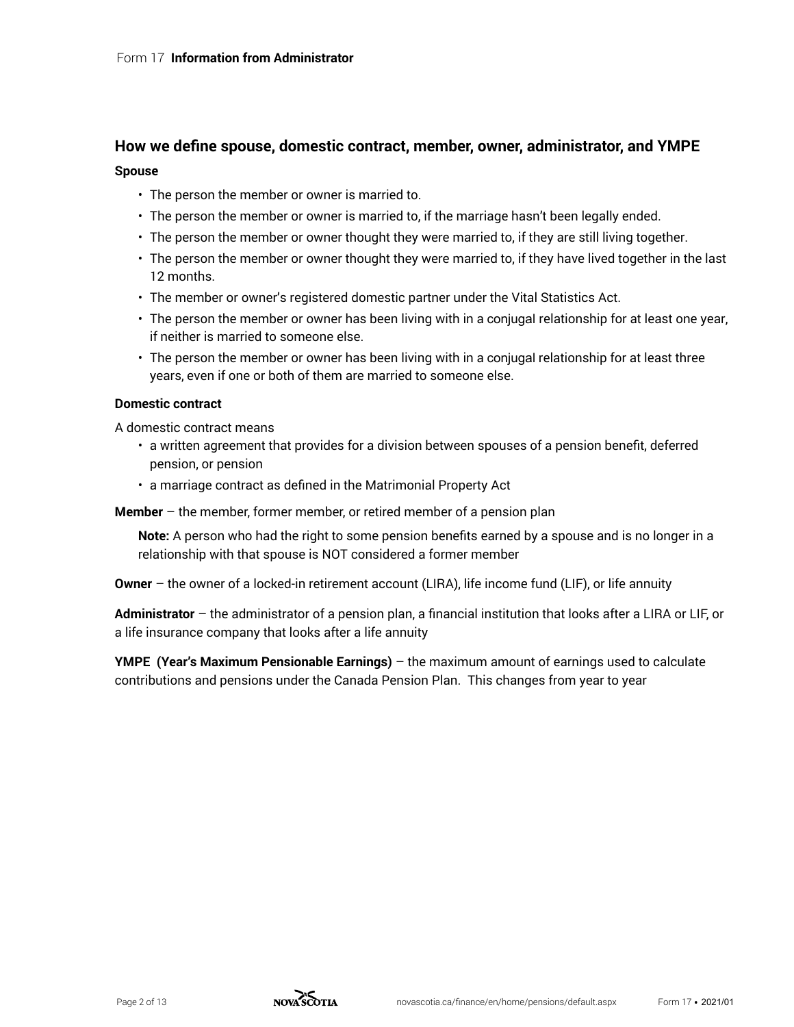## How we define spouse, domestic contract, member, owner, administrator, and YMPE

### Spouse

- The person the member or owner is married to.
- The person the member or owner is married to, if the marriage hasn't been legally ended.
- The person the member or owner thought they were married to, if they are still living together.
- The person the member or owner thought they were married to, if they have lived together in the last 12 months.
- The member or owner's registered domestic partner under the Vital Statistics Act.
- The person the member or owner has been living with in a conjugal relationship for at least one year, if neither is married to someone else.
- The person the member or owner has been living with in a conjugal relationship for at least three years, even if one or both of them are married to someone else.

### Domestic contract

A domestic contract means

- a written agreement that provides for a division between spouses of a pension benefit, deferred pension, or pension
- a marriage contract as defined in the Matrimonial Property Act

**Member** – the member, former member, or retired member of a pension plan

> **Note:** A person who had the right to some pension benefits earned by a spouse and is no longer in a relationship with that spouse is NOT considered a former member

**Owner** – the owner of a locked-in retirement account (LIRA), life income fund (LIF), or life annuity

**Administrator** – the administrator of a pension plan, a financial institution that looks after a LIRA or LIF, or a life insurance company that looks after a life annuity

**YMPE (Year's Maximum Pensionable Earnings)** – the maximum amount of earnings used to calculate contributions and pensions under the Canada Pension Plan. This changes from year to year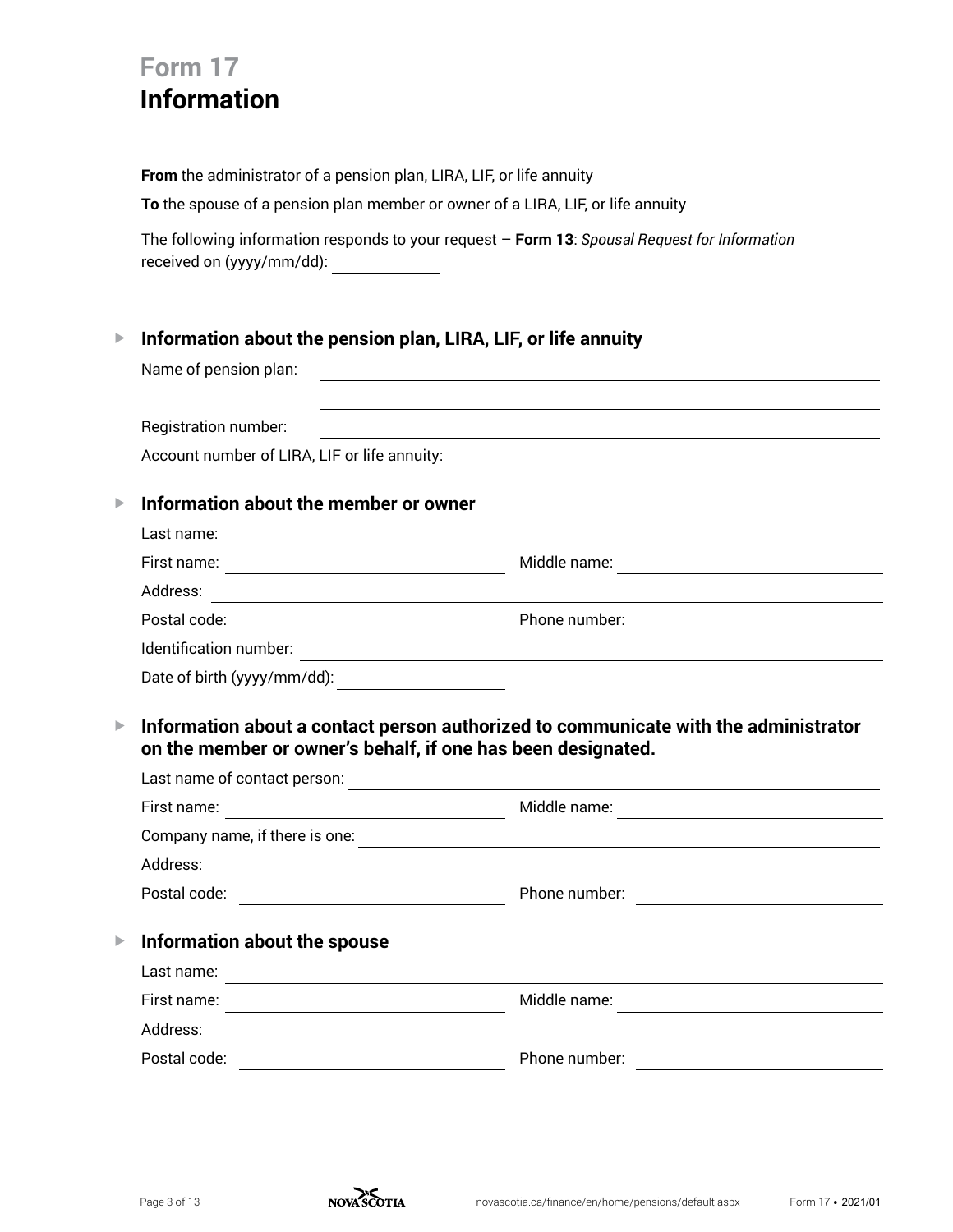# Form 17
# Information

**From** the administrator of a pension plan, LIRA, LIF, or life annuity

**To** the spouse of a pension plan member or owner of a LIRA, LIF, or life annuity

The following information responds to your request – **Form 13**: *Spousal Request for Information* received on (yyyy/mm/dd): ____________

## Information about the pension plan, LIRA, LIF, or life annuity

Name of pension plan: ______________________________

______________________________

Registration number: ______________________________

Account number of LIRA, LIF or life annuity: ______________________________

## Information about the member or owner

Last name: ______________________________

First name: ______________ Middle name: ______________

Address: ______________________________

Postal code: ______________ Phone number: ______________

Identification number: ______________________________

Date of birth (yyyy/mm/dd): ______________

## Information about a contact person authorized to communicate with the administrator on the member or owner's behalf, if one has been designated.

Last name of contact person: ______________________________

First name: ______________ Middle name: ______________

Company name, if there is one: ______________________________

Address: ______________________________

Postal code: ______________ Phone number: ______________

## Information about the spouse

Last name: ______________________________

First name: ______________ Middle name: ______________

Address: ______________________________

Postal code: ______________ Phone number: ______________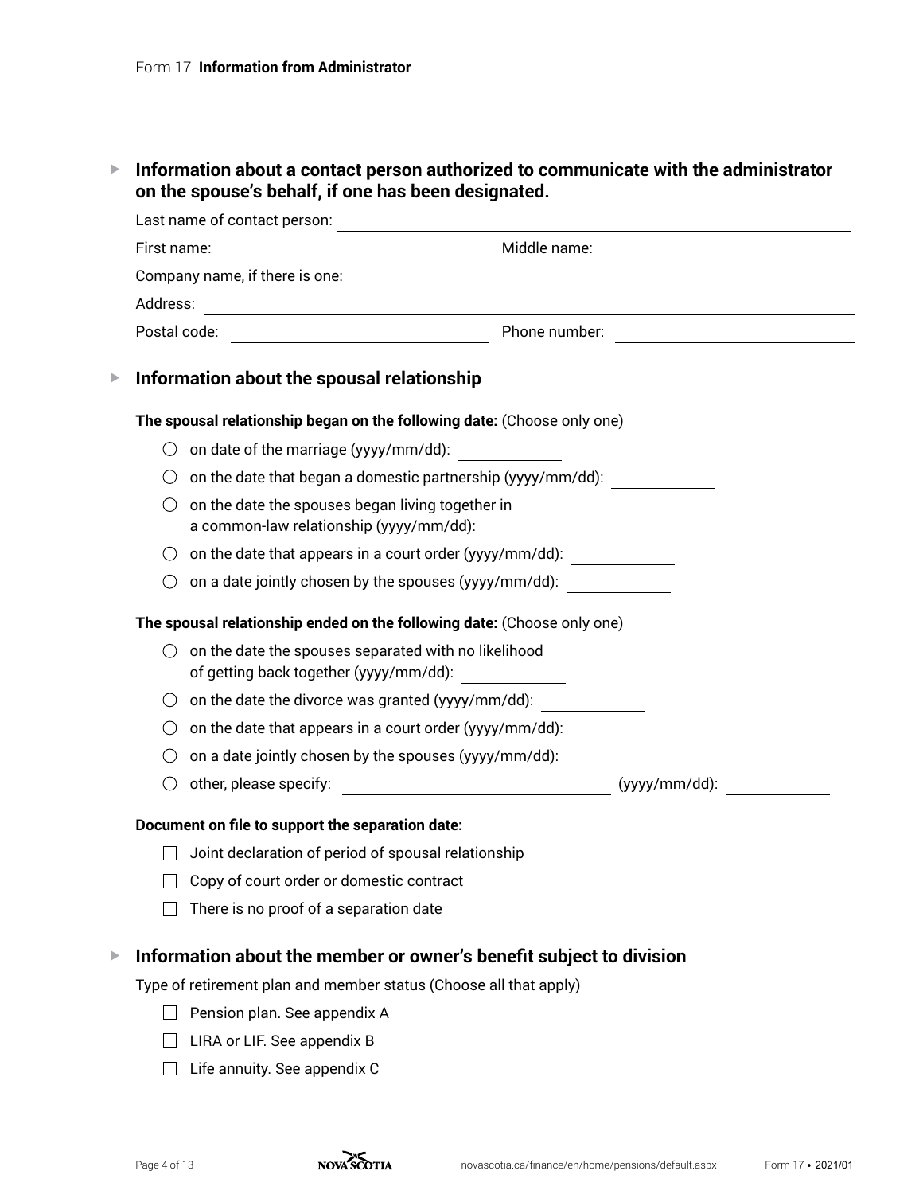Form 17 **Information from Administrator**

## Information about a contact person authorized to communicate with the administrator on the spouse's behalf, if one has been designated.

Last name of contact person: ______________________

First name: ______________________ Middle name: ______________________

Company name, if there is one: ______________________

Address: ______________________

Postal code: ______________________ Phone number: ______________________

## Information about the spousal relationship

**The spousal relationship began on the following date:** (Choose only one)

- ○ on date of the marriage (yyyy/mm/dd): ____________
- ○ on the date that began a domestic partnership (yyyy/mm/dd): ____________
- ○ on the date the spouses began living together in a common-law relationship (yyyy/mm/dd): ____________
- ○ on the date that appears in a court order (yyyy/mm/dd): ____________
- ○ on a date jointly chosen by the spouses (yyyy/mm/dd): ____________

**The spousal relationship ended on the following date:** (Choose only one)

- ○ on the date the spouses separated with no likelihood of getting back together (yyyy/mm/dd): ____________
- ○ on the date the divorce was granted (yyyy/mm/dd): ____________
- ○ on the date that appears in a court order (yyyy/mm/dd): ____________
- ○ on a date jointly chosen by the spouses (yyyy/mm/dd): ____________
- ○ other, please specify: ______________________ (yyyy/mm/dd): ____________

**Document on file to support the separation date:**

- ☐ Joint declaration of period of spousal relationship
- ☐ Copy of court order or domestic contract
- ☐ There is no proof of a separation date

## Information about the member or owner's benefit subject to division

Type of retirement plan and member status (Choose all that apply)

- ☐ Pension plan. See appendix A
- ☐ LIRA or LIF. See appendix B
- ☐ Life annuity. See appendix C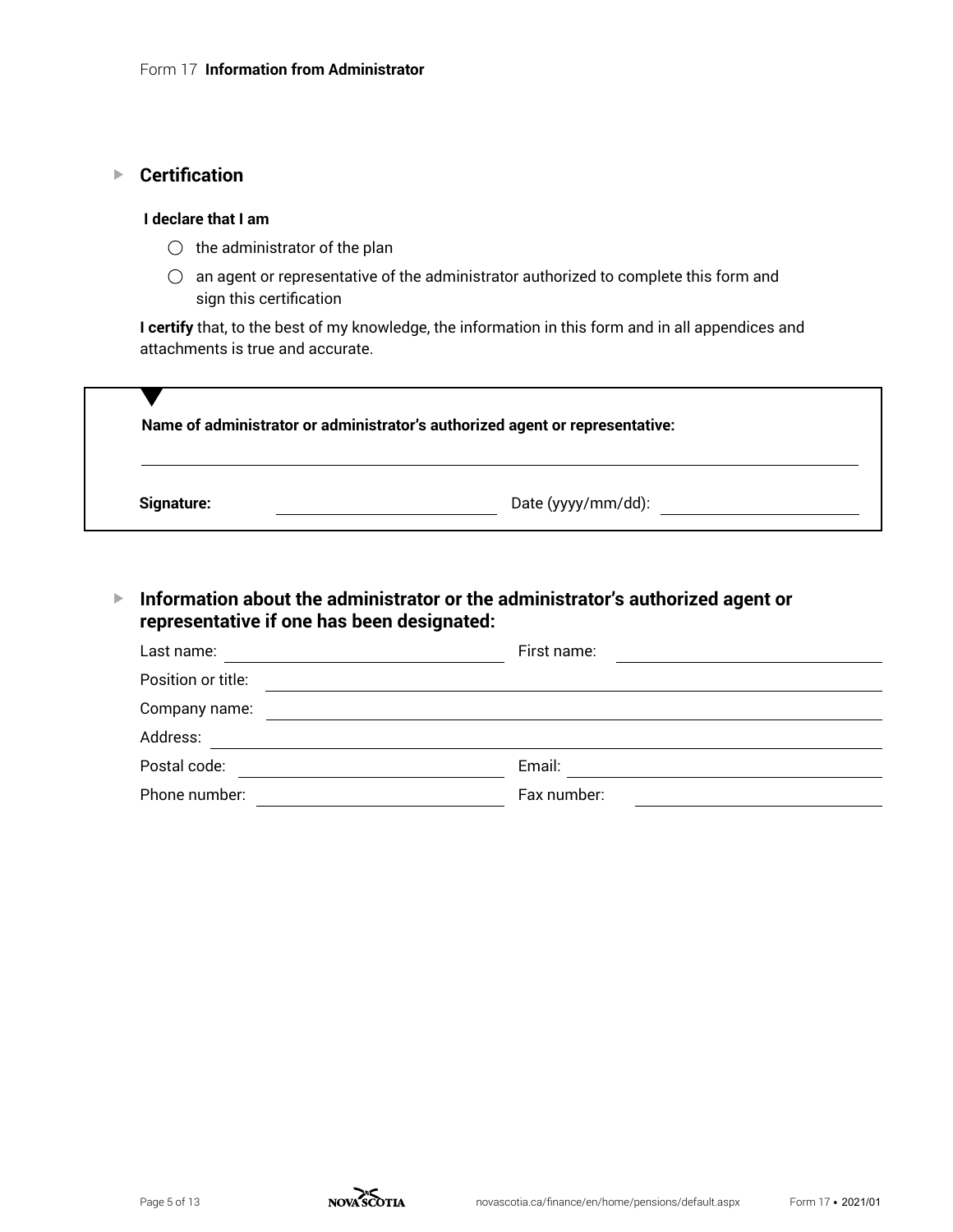## Certification

**I declare that I am**

- ◯ the administrator of the plan
- ◯ an agent or representative of the administrator authorized to complete this form and sign this certification

**I certify** that, to the best of my knowledge, the information in this form and in all appendices and attachments is true and accurate.

**Name of administrator or administrator's authorized agent or representative:**

\_\_\_\_\_\_\_\_\_\_\_\_\_\_\_\_\_\_\_\_\_\_\_\_\_\_\_\_\_\_\_\_\_\_\_\_\_\_\_\_

**Signature:** \_\_\_\_\_\_\_\_\_\_\_\_\_\_\_\_\_\_\_\_ Date (yyyy/mm/dd): \_\_\_\_\_\_\_\_\_\_\_\_\_\_\_\_\_\_\_\_

## Information about the administrator or the administrator's authorized agent or representative if one has been designated:

Last name: \_\_\_\_\_\_\_\_\_\_\_\_\_\_\_\_\_\_\_\_ First name: \_\_\_\_\_\_\_\_\_\_\_\_\_\_\_\_\_\_\_\_

Position or title: \_\_\_\_\_\_\_\_\_\_\_\_\_\_\_\_\_\_\_\_\_\_\_\_\_\_\_\_\_\_\_\_\_\_\_\_\_\_\_\_

Company name: \_\_\_\_\_\_\_\_\_\_\_\_\_\_\_\_\_\_\_\_\_\_\_\_\_\_\_\_\_\_\_\_\_\_\_\_\_\_\_\_

Address: \_\_\_\_\_\_\_\_\_\_\_\_\_\_\_\_\_\_\_\_\_\_\_\_\_\_\_\_\_\_\_\_\_\_\_\_\_\_\_\_

Postal code: \_\_\_\_\_\_\_\_\_\_\_\_\_\_\_\_\_\_\_\_ Email: \_\_\_\_\_\_\_\_\_\_\_\_\_\_\_\_\_\_\_\_

Phone number: \_\_\_\_\_\_\_\_\_\_\_\_\_\_\_\_\_\_\_\_ Fax number: \_\_\_\_\_\_\_\_\_\_\_\_\_\_\_\_\_\_\_\_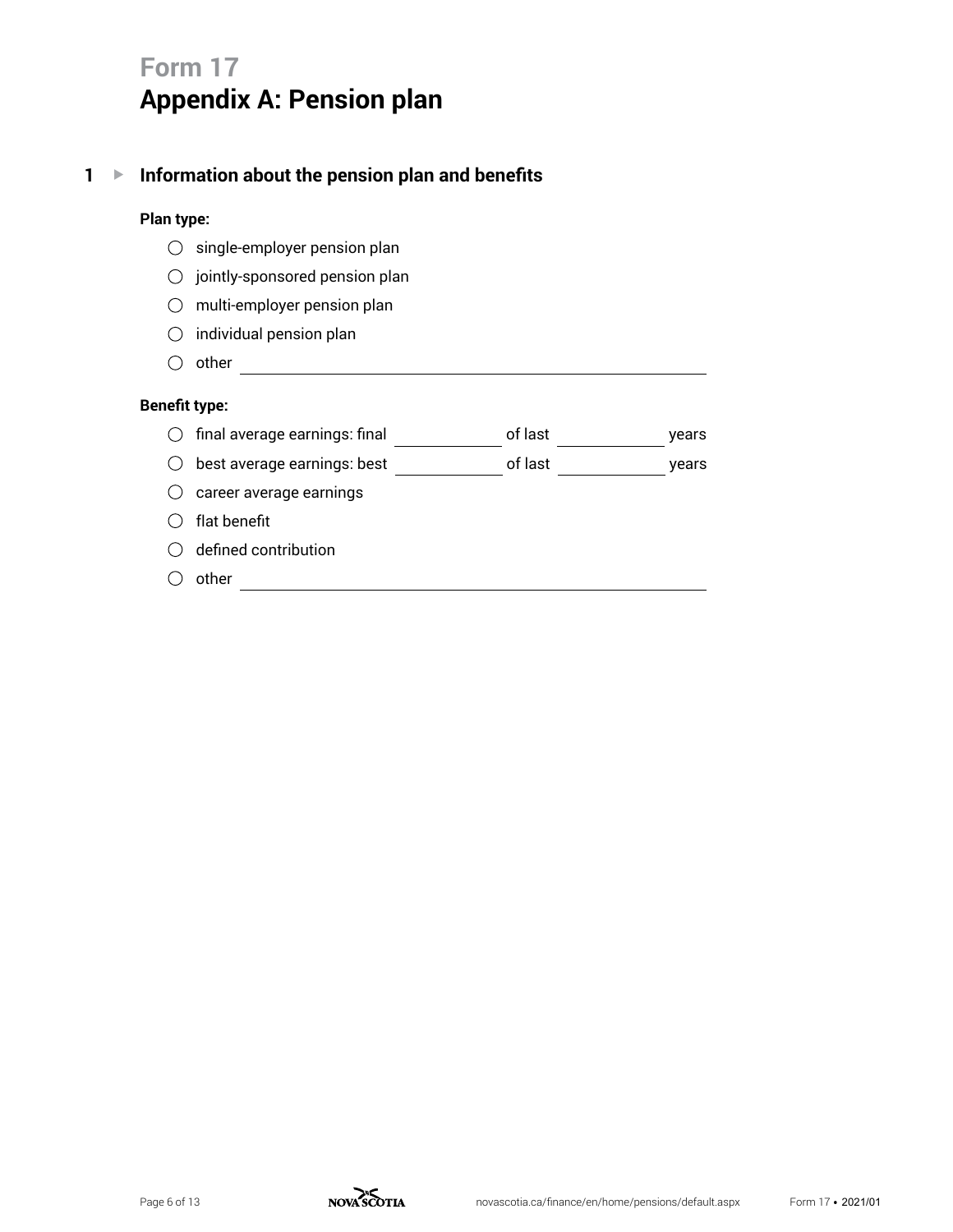# Form 17
## Appendix A: Pension plan

### 1 ▸ Information about the pension plan and benefits

**Plan type:**

- ◯ single-employer pension plan
- ◯ jointly-sponsored pension plan
- ◯ multi-employer pension plan
- ◯ individual pension plan
- ◯ other ______________________________

**Benefit type:**

- ◯ final average earnings: final __________ of last __________ years
- ◯ best average earnings: best __________ of last __________ years
- ◯ career average earnings
- ◯ flat benefit
- ◯ defined contribution
- ◯ other ______________________________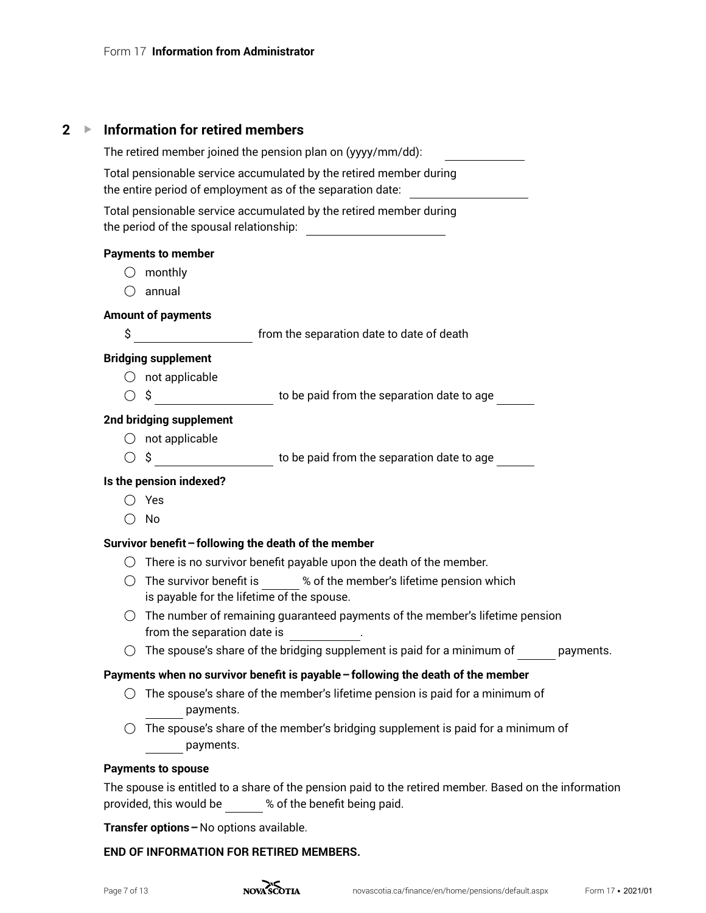## 2 ▸ Information for retired members

The retired member joined the pension plan on (yyyy/mm/dd): \_\_\_\_\_\_\_\_\_\_

Total pensionable service accumulated by the retired member during the entire period of employment as of the separation date: \_\_\_\_\_\_\_\_\_\_

Total pensionable service accumulated by the retired member during the period of the spousal relationship: \_\_\_\_\_\_\_\_\_\_

**Payments to member**

- ◯ monthly
- ◯ annual

**Amount of payments**

$ \_\_\_\_\_\_\_\_\_\_ from the separation date to date of death

**Bridging supplement**

- ◯ not applicable
- ◯ $ \_\_\_\_\_\_\_\_\_\_ to be paid from the separation date to age \_\_\_\_\_

**2nd bridging supplement**

- ◯ not applicable
- ◯ $ \_\_\_\_\_\_\_\_\_\_ to be paid from the separation date to age \_\_\_\_\_

**Is the pension indexed?**

- ◯ Yes
- ◯ No

**Survivor benefit – following the death of the member**

- ◯ There is no survivor benefit payable upon the death of the member.
- ◯ The survivor benefit is \_\_\_\_\_ % of the member's lifetime pension which is payable for the lifetime of the spouse.
- ◯ The number of remaining guaranteed payments of the member's lifetime pension from the separation date is \_\_\_\_\_\_\_\_.
- ◯ The spouse's share of the bridging supplement is paid for a minimum of \_\_\_\_\_ payments.

**Payments when no survivor benefit is payable – following the death of the member**

- ◯ The spouse's share of the member's lifetime pension is paid for a minimum of \_\_\_\_\_ payments.
- ◯ The spouse's share of the member's bridging supplement is paid for a minimum of \_\_\_\_\_ payments.

**Payments to spouse**

The spouse is entitled to a share of the pension paid to the retired member. Based on the information provided, this would be \_\_\_\_\_ % of the benefit being paid.

**Transfer options –** No options available.

**END OF INFORMATION FOR RETIRED MEMBERS.**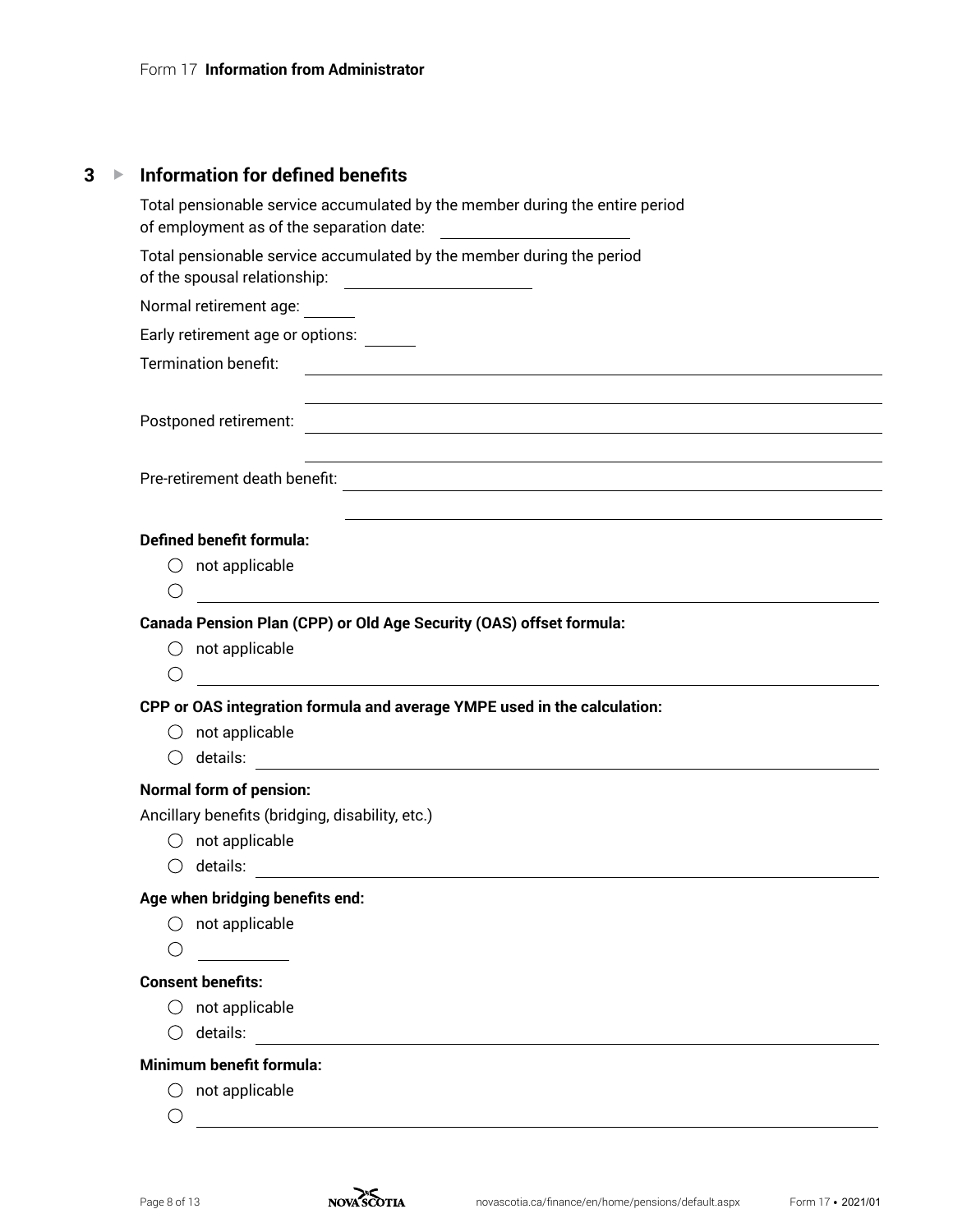## 3 ▸ Information for defined benefits

Total pensionable service accumulated by the member during the entire period of employment as of the separation date: \_\_\_\_\_\_\_\_\_\_\_\_\_\_\_\_\_\_\_\_

Total pensionable service accumulated by the member during the period of the spousal relationship: \_\_\_\_\_\_\_\_\_\_\_\_\_\_\_\_\_\_\_\_

Normal retirement age: \_\_\_\_\_\_

Early retirement age or options: \_\_\_\_\_\_

Termination benefit: \_\_\_\_\_\_\_\_\_\_\_\_\_\_\_\_\_\_\_\_\_\_\_\_\_\_\_\_\_\_\_\_\_\_\_\_\_\_\_\_

Postponed retirement: \_\_\_\_\_\_\_\_\_\_\_\_\_\_\_\_\_\_\_\_\_\_\_\_\_\_\_\_\_\_\_\_\_\_\_\_\_\_\_\_

Pre-retirement death benefit: \_\_\_\_\_\_\_\_\_\_\_\_\_\_\_\_\_\_\_\_\_\_\_\_\_\_\_\_\_\_\_\_\_\_\_\_\_\_\_\_

**Defined benefit formula:**

- ○ not applicable
- ○ \_\_\_\_\_\_\_\_\_\_\_\_\_\_\_\_\_\_\_\_\_\_\_\_\_\_\_\_\_\_\_\_\_\_\_\_\_\_\_\_

**Canada Pension Plan (CPP) or Old Age Security (OAS) offset formula:**

- ○ not applicable
- ○ \_\_\_\_\_\_\_\_\_\_\_\_\_\_\_\_\_\_\_\_\_\_\_\_\_\_\_\_\_\_\_\_\_\_\_\_\_\_\_\_

**CPP or OAS integration formula and average YMPE used in the calculation:**

- ○ not applicable
- ○ details: \_\_\_\_\_\_\_\_\_\_\_\_\_\_\_\_\_\_\_\_\_\_\_\_\_\_\_\_\_\_\_\_\_\_\_\_\_\_\_\_

**Normal form of pension:**

Ancillary benefits (bridging, disability, etc.)

- ○ not applicable
- ○ details: \_\_\_\_\_\_\_\_\_\_\_\_\_\_\_\_\_\_\_\_\_\_\_\_\_\_\_\_\_\_\_\_\_\_\_\_\_\_\_\_

**Age when bridging benefits end:**

- ○ not applicable
- ○ \_\_\_\_\_\_\_\_\_\_

**Consent benefits:**

- ○ not applicable
- ○ details: \_\_\_\_\_\_\_\_\_\_\_\_\_\_\_\_\_\_\_\_\_\_\_\_\_\_\_\_\_\_\_\_\_\_\_\_\_\_\_\_

**Minimum benefit formula:**

- ○ not applicable
- ○ \_\_\_\_\_\_\_\_\_\_\_\_\_\_\_\_\_\_\_\_\_\_\_\_\_\_\_\_\_\_\_\_\_\_\_\_\_\_\_\_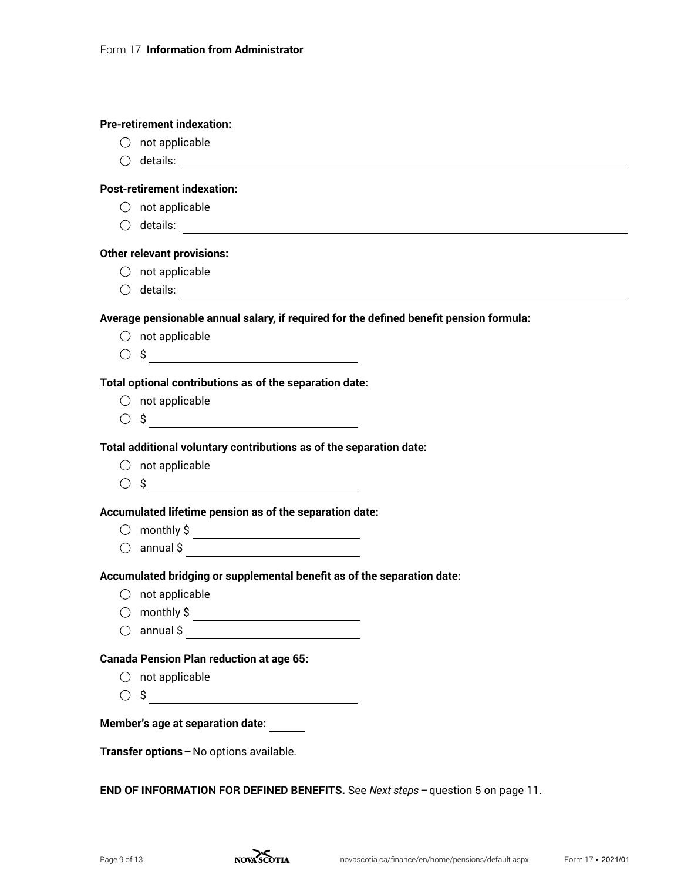**Pre-retirement indexation:**

- ◯ not applicable
- ◯ details: ______________________________

**Post-retirement indexation:**

- ◯ not applicable
- ◯ details: ______________________________

**Other relevant provisions:**

- ◯ not applicable
- ◯ details: ______________________________

**Average pensionable annual salary, if required for the defined benefit pension formula:**

- ◯ not applicable
- ◯ $ ______________________________

**Total optional contributions as of the separation date:**

- ◯ not applicable
- ◯ $ ______________________________

**Total additional voluntary contributions as of the separation date:**

- ◯ not applicable
- ◯ $ ______________________________

**Accumulated lifetime pension as of the separation date:**

- ◯ monthly $ ______________________________
- ◯ annual $ ______________________________

**Accumulated bridging or supplemental benefit as of the separation date:**

- ◯ not applicable
- ◯ monthly $ ______________________________
- ◯ annual $ ______________________________

**Canada Pension Plan reduction at age 65:**

- ◯ not applicable
- ◯ $ ______________________________

**Member's age at separation date:** ______

**Transfer options –** No options available.

**END OF INFORMATION FOR DEFINED BENEFITS.** See *Next steps* – question 5 on page 11.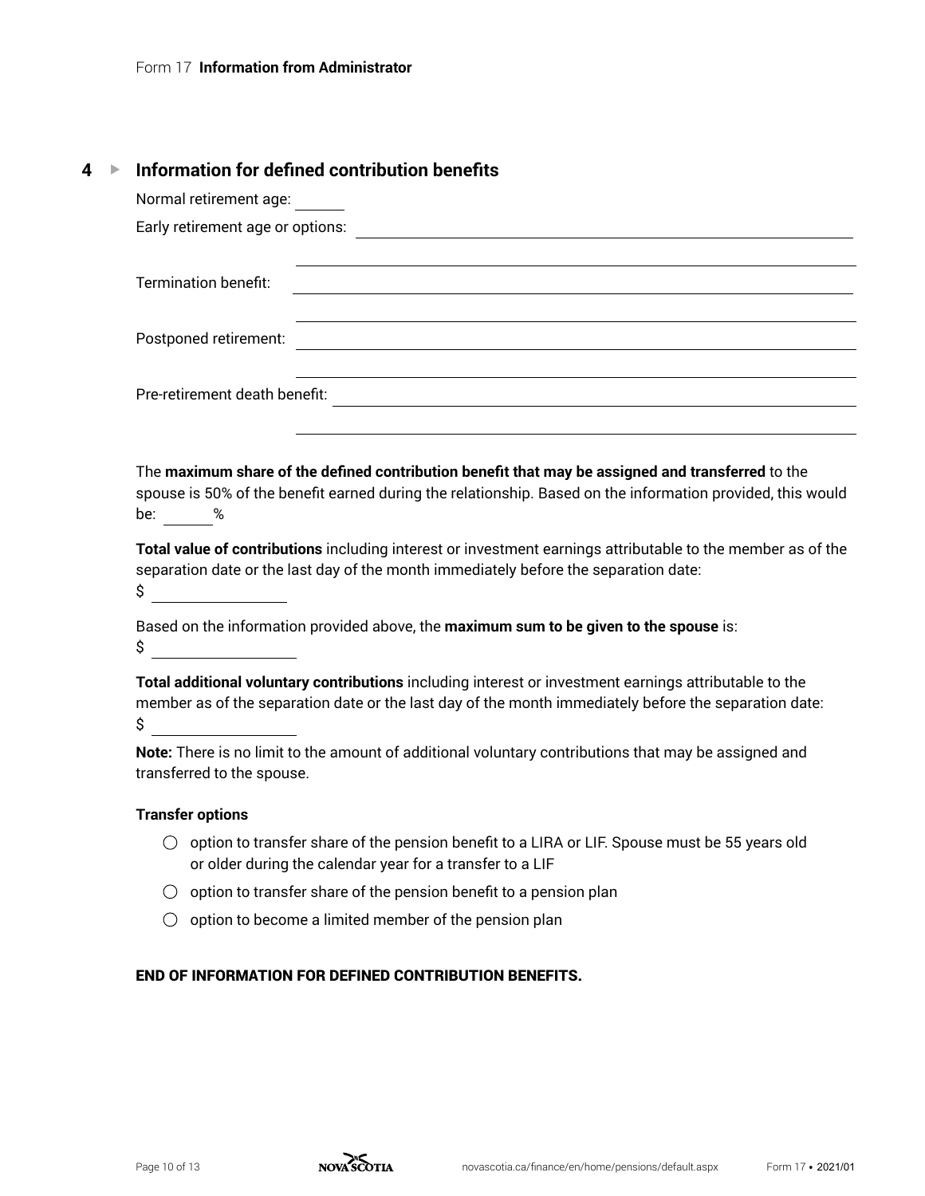## 4 ▸ Information for defined contribution benefits

Normal retirement age: ______

Early retirement age or options: ________________________________________________

________________________________________________

Termination benefit: ________________________________________________

________________________________________________

Postponed retirement: ________________________________________________

________________________________________________

Pre-retirement death benefit: ________________________________________________

________________________________________________

The **maximum share of the defined contribution benefit that may be assigned and transferred** to the spouse is 50% of the benefit earned during the relationship. Based on the information provided, this would be: ______%

**Total value of contributions** including interest or investment earnings attributable to the member as of the separation date or the last day of the month immediately before the separation date:

$ ________________

Based on the information provided above, the **maximum sum to be given to the spouse** is:

$ ________________

**Total additional voluntary contributions** including interest or investment earnings attributable to the member as of the separation date or the last day of the month immediately before the separation date:

$ ________________

**Note:** There is no limit to the amount of additional voluntary contributions that may be assigned and transferred to the spouse.

**Transfer options**

- ◯ option to transfer share of the pension benefit to a LIRA or LIF. Spouse must be 55 years old or older during the calendar year for a transfer to a LIF
- ◯ option to transfer share of the pension benefit to a pension plan
- ◯ option to become a limited member of the pension plan

**END OF INFORMATION FOR DEFINED CONTRIBUTION BENEFITS.**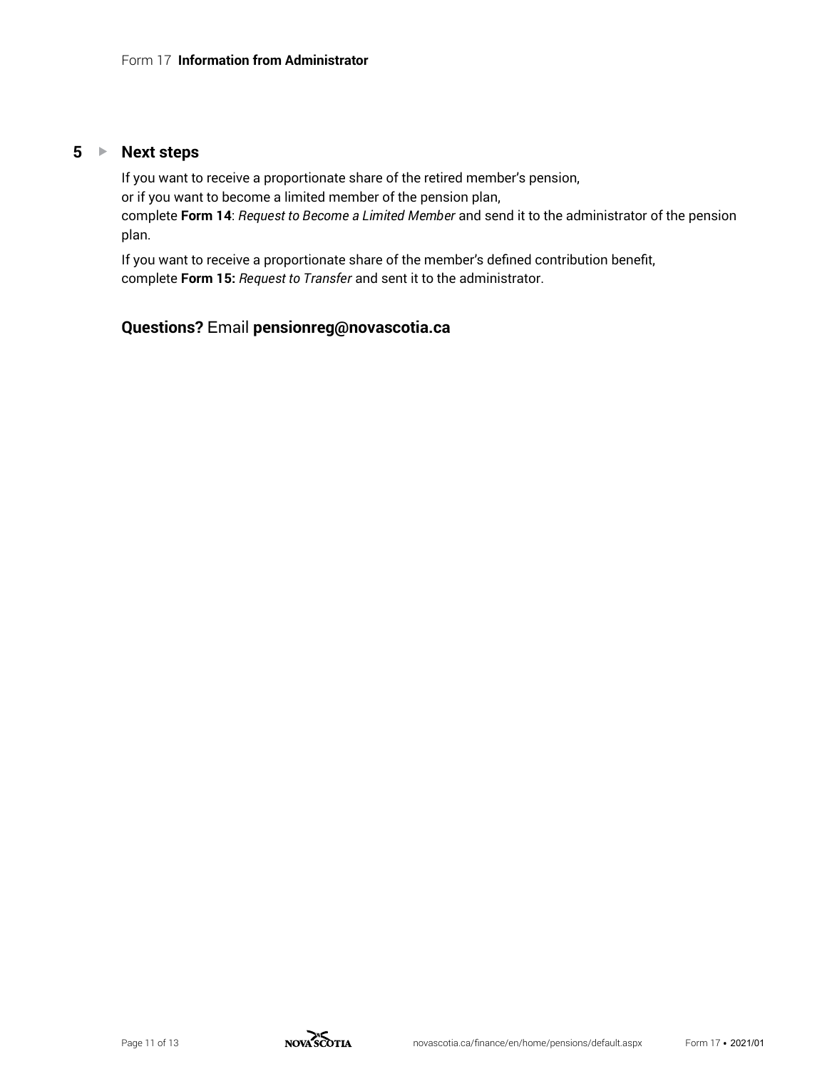## 5 ▸ Next steps

If you want to receive a proportionate share of the retired member's pension,
or if you want to become a limited member of the pension plan,
complete **Form 14**: *Request to Become a Limited Member* and send it to the administrator of the pension plan.

If you want to receive a proportionate share of the member's defined contribution benefit,
complete **Form 15:** *Request to Transfer* and sent it to the administrator.

### **Questions?** Email **pensionreg@novascotia.ca**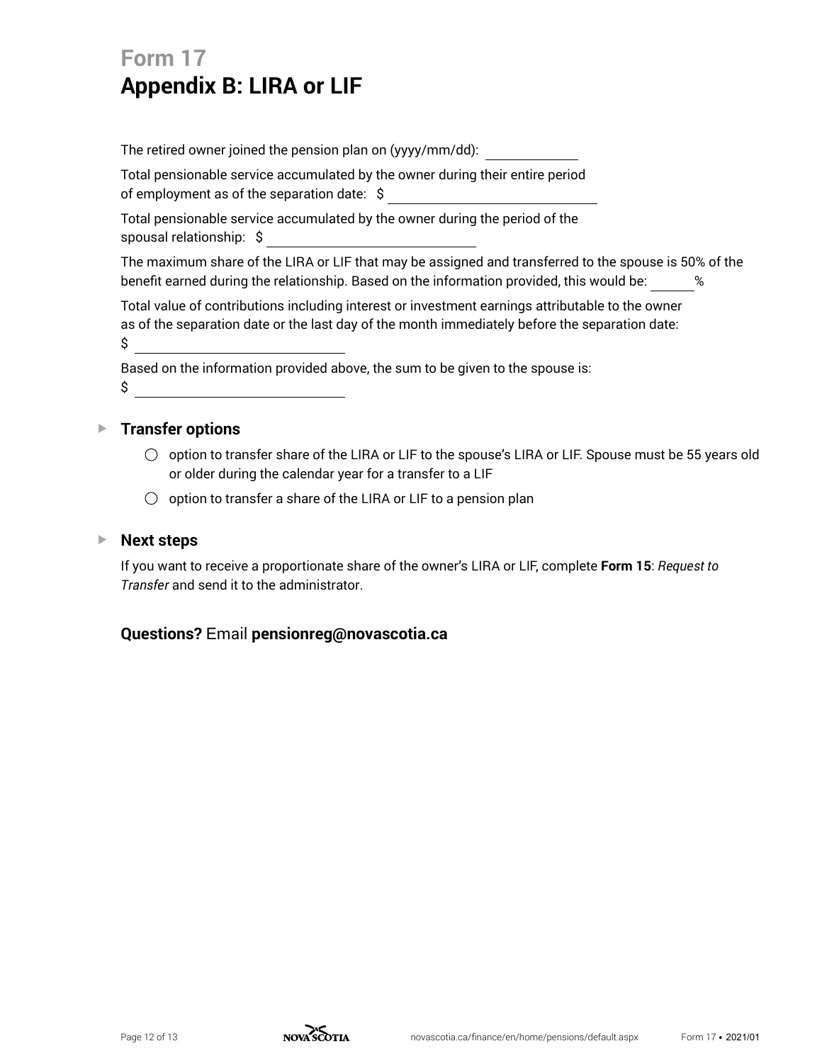# Form 17

## Appendix B: LIRA or LIF

The retired owner joined the pension plan on (yyyy/mm/dd): ____________

Total pensionable service accumulated by the owner during their entire period of employment as of the separation date: $ ____________________________

Total pensionable service accumulated by the owner during the period of the spousal relationship: $ ____________________________

The maximum share of the LIRA or LIF that may be assigned and transferred to the spouse is 50% of the benefit earned during the relationship. Based on the information provided, this would be: ______%

Total value of contributions including interest or investment earnings attributable to the owner as of the separation date or the last day of the month immediately before the separation date:
$ ____________________________

Based on the information provided above, the sum to be given to the spouse is:
$ ____________________________

### Transfer options

- ◯ option to transfer share of the LIRA or LIF to the spouse's LIRA or LIF. Spouse must be 55 years old or older during the calendar year for a transfer to a LIF
- ◯ option to transfer a share of the LIRA or LIF to a pension plan

### Next steps

If you want to receive a proportionate share of the owner's LIRA or LIF, complete **Form 15**: *Request to Transfer* and send it to the administrator.

**Questions?** Email **pensionreg@novascotia.ca**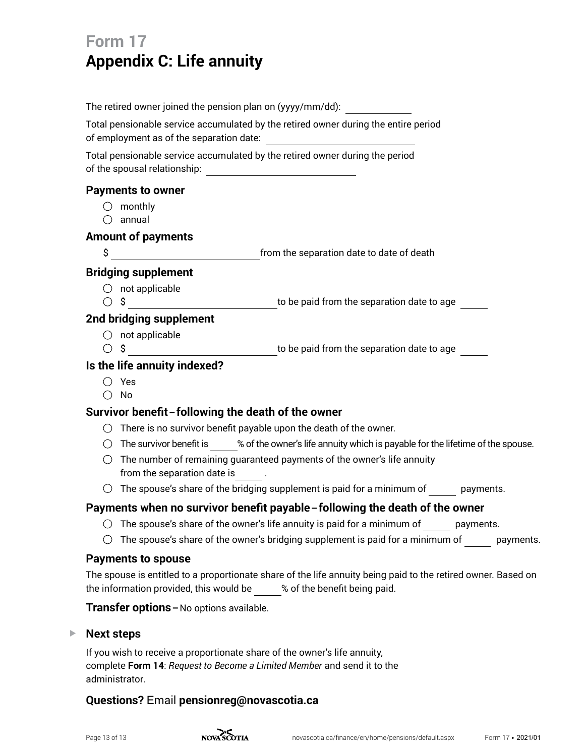Form 17

# Appendix C: Life annuity

The retired owner joined the pension plan on (yyyy/mm/dd): ____________

Total pensionable service accumulated by the retired owner during the entire period of employment as of the separation date: ____________________________

Total pensionable service accumulated by the retired owner during the period of the spousal relationship: ____________________________

### Payments to owner

- ◯ monthly
- ◯ annual

### Amount of payments

$ ____________________________ from the separation date to date of death

### Bridging supplement

- ◯ not applicable
- ◯ $ ____________________________ to be paid from the separation date to age _____

### 2nd bridging supplement

- ◯ not applicable
- ◯ $ ____________________________ to be paid from the separation date to age _____

### Is the life annuity indexed?

- ◯ Yes
- ◯ No

### Survivor benefit – following the death of the owner

- ◯ There is no survivor benefit payable upon the death of the owner.
- ◯ The survivor benefit is _____% of the owner's life annuity which is payable for the lifetime of the spouse.
- ◯ The number of remaining guaranteed payments of the owner's life annuity from the separation date is_____ .
- ◯ The spouse's share of the bridging supplement is paid for a minimum of _____ payments.

### Payments when no survivor benefit payable – following the death of the owner

- ◯ The spouse's share of the owner's life annuity is paid for a minimum of _____ payments.
- ◯ The spouse's share of the owner's bridging supplement is paid for a minimum of _____ payments.

### Payments to spouse

The spouse is entitled to a proportionate share of the life annuity being paid to the retired owner. Based on the information provided, this would be _____% of the benefit being paid.

**Transfer options –** No options available.

### Next steps

If you wish to receive a proportionate share of the owner's life annuity, complete **Form 14**: *Request to Become a Limited Member* and send it to the administrator.

### Questions? Email **pensionreg@novascotia.ca**